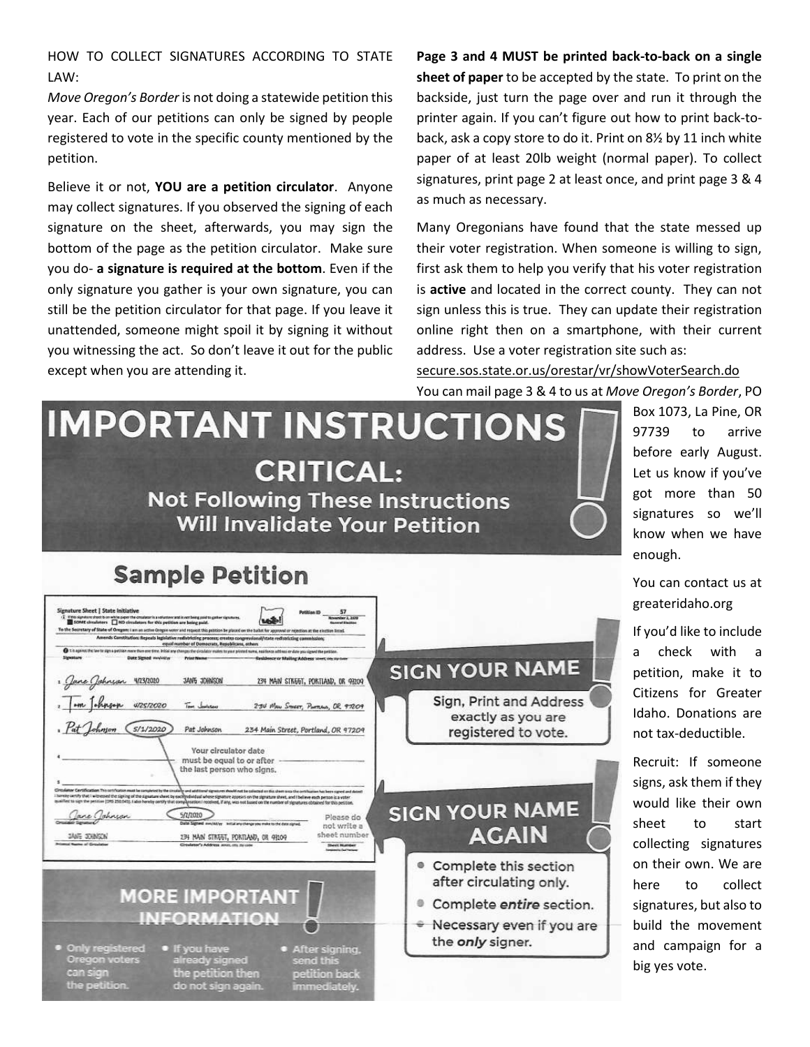HOW TO COLLECT SIGNATURES ACCORDING TO STATE LAW:

*Move Oregon's Border* is not doing a statewide petition this year. Each of our petitions can only be signed by people registered to vote in the specific county mentioned by the petition.

Believe it or not, **YOU are a petition circulator**. Anyone may collect signatures. If you observed the signing of each signature on the sheet, afterwards, you may sign the bottom of the page as the petition circulator. Make sure you do- **a signature is required at the bottom**. Even if the only signature you gather is your own signature, you can still be the petition circulator for that page. If you leave it unattended, someone might spoil it by signing it without you witnessing the act. So don't leave it out for the public except when you are attending it.

**Page 3 and 4 MUST be printed back-to-back on a single sheet of paper** to be accepted by the state. To print on the backside, just turn the page over and run it through the printer again. If you can't figure out how to print back-to-back, ask a copy store to do it. Print on 8½ by 11 inch white paper of at least 20lb weight (normal paper). To collect signatures, print page 2 at least once, and print page 3 & 4 as much as necessary.

Many Oregonians have found that the state messed up their voter registration. When someone is willing to sign, first ask them to help you verify that his voter registration is **active** and located in the correct county. They can not sign unless this is true. They can update their registration online right then on a smartphone, with their current address. Use a voter registration site such as:

secure.sos.state.or.us/orestar/vr/showVoterSearch.do

You can mail page 3 & 4 to us at *Move Oregon's Border*, PO Box 1073, La Pine, OR 97739 to arrive before early August. Let us know if you've got more than 50 signatures so we'll know when we have enough.

You can contact us at greateridaho.org

If you'd like to include a check with a petition, make it to Citizens for Greater Idaho. Donations are not tax-deductible.

Recruit: If someone signs, ask them if they would like their own sheet to start collecting signatures on their own. We are here to collect signatures, but also to build the movement and campaign for a big yes vote.

# IMPORTANT INSTRUCTIONS

## CRITICAL:

### Not Following These Instructions Will Invalidate Your Petition

## Sample Petition

**Signature Sheet | State Initiative** — Petition ID 57 — November 3, 2020 General Election

To the Secretary of State of Oregon: I am an active Oregon voter and request this petition be placed on the ballot for approval or rejection at the election listed.

Amends Constitution: Repeals legislative redistricting process; creates congressional/state redistricting commission; equal number of Democrats, Republicans, others

| Signature | Date Signed mm/dd/yy | Print Name | Residence or Mailing Address street, city, zip code |
|---|---|---|---|
| 1 Jane Johnson | 4/23/2020 | JANE JOHNSON | 234 MAIN STREET, PORTLAND, OR 97209 |
| 2 Tom Johnson | 4/25/2020 | Tom Johnson | 234 Main Street, Portland, OR 97209 |
| 3 Pat Johnson | 5/1/2020 | Pat Johnson | 234 Main Street, Portland, OR 97209 |
| 4 | | | |
| 5 | | | |

Your circulator date must be equal to or after the last person who signs.

**Circulator Certification**

Circulator Signature: Jane Johnson — Date Signed: 5/1/2020

Printed Name of Circulator: JANE JOHNSON — Circulator's Address: 234 MAIN STREET, PORTLAND, OR 97209

Please do not write a sheet number

## SIGN YOUR NAME

Sign, Print and Address exactly as you are registered to vote.

## SIGN YOUR NAME AGAIN

- Complete this section after circulating only.
- Complete *entire* section.
- Necessary even if you are the *only* signer.

## MORE IMPORTANT INFORMATION

- Only registered Oregon voters can sign the petition.
- If you have already signed the petition then do not sign again.
- After signing, send this petition back immediately.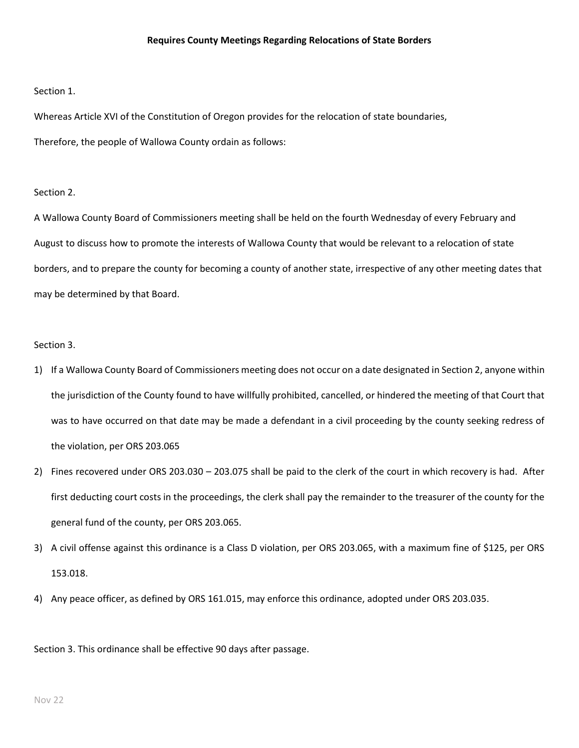**Requires County Meetings Regarding Relocations of State Borders**

Section 1.

Whereas Article XVI of the Constitution of Oregon provides for the relocation of state boundaries,

Therefore, the people of Wallowa County ordain as follows:

Section 2.

A Wallowa County Board of Commissioners meeting shall be held on the fourth Wednesday of every February and August to discuss how to promote the interests of Wallowa County that would be relevant to a relocation of state borders, and to prepare the county for becoming a county of another state, irrespective of any other meeting dates that may be determined by that Board.

Section 3.

1) If a Wallowa County Board of Commissioners meeting does not occur on a date designated in Section 2, anyone within the jurisdiction of the County found to have willfully prohibited, cancelled, or hindered the meeting of that Court that was to have occurred on that date may be made a defendant in a civil proceeding by the county seeking redress of the violation, per ORS 203.065
2) Fines recovered under ORS 203.030 – 203.075 shall be paid to the clerk of the court in which recovery is had. After first deducting court costs in the proceedings, the clerk shall pay the remainder to the treasurer of the county for the general fund of the county, per ORS 203.065.
3) A civil offense against this ordinance is a Class D violation, per ORS 203.065, with a maximum fine of $125, per ORS 153.018.
4) Any peace officer, as defined by ORS 161.015, may enforce this ordinance, adopted under ORS 203.035.

Section 3. This ordinance shall be effective 90 days after passage.

Nov 22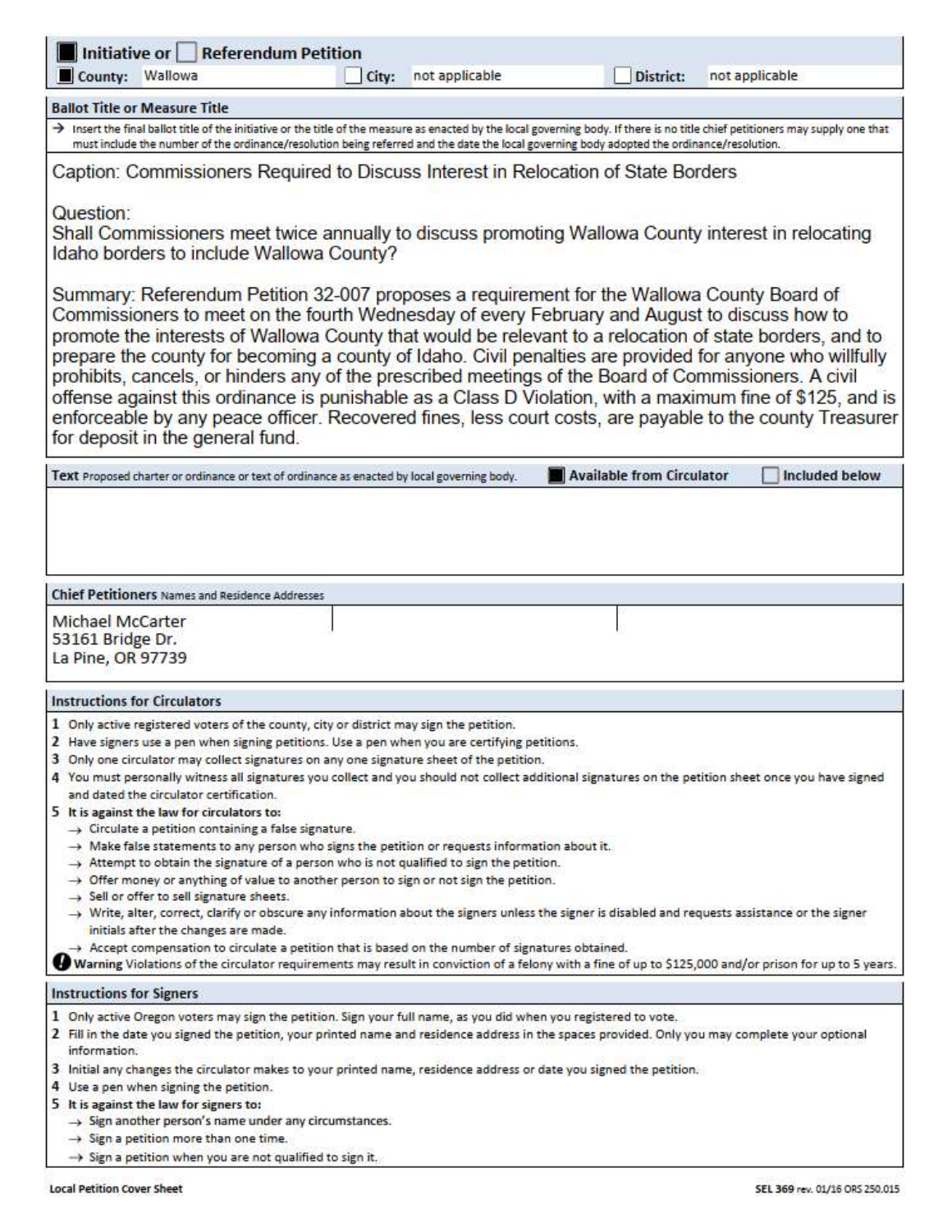☒ **Initiative or** ☐ **Referendum Petition**

| ☒ **County:** Wallowa | ☐ **City:** not applicable | ☐ **District:** not applicable |
|---|---|---|

## Ballot Title or Measure Title

→ Insert the final ballot title of the initiative or the title of the measure as enacted by the local governing body. If there is no title chief petitioners may supply one that must include the number of the ordinance/resolution being referred and the date the local governing body adopted the ordinance/resolution.

Caption: Commissioners Required to Discuss Interest in Relocation of State Borders

Question:
Shall Commissioners meet twice annually to discuss promoting Wallowa County interest in relocating Idaho borders to include Wallowa County?

Summary: Referendum Petition 32-007 proposes a requirement for the Wallowa County Board of Commissioners to meet on the fourth Wednesday of every February and August to discuss how to promote the interests of Wallowa County that would be relevant to a relocation of state borders, and to prepare the county for becoming a county of Idaho. Civil penalties are provided for anyone who willfully prohibits, cancels, or hinders any of the prescribed meetings of the Board of Commissioners. A civil offense against this ordinance is punishable as a Class D Violation, with a maximum fine of $125, and is enforceable by any peace officer. Recovered fines, less court costs, are payable to the county Treasurer for deposit in the general fund.

## Text

Proposed charter or ordinance or text of ordinance as enacted by local governing body. ☒ **Available from Circulator** ☐ **Included below**

## Chief Petitioners

Names and Residence Addresses

Michael McCarter
53161 Bridge Dr.
La Pine, OR 97739

## Instructions for Circulators

1. Only active registered voters of the county, city or district may sign the petition.
2. Have signers use a pen when signing petitions. Use a pen when you are certifying petitions.
3. Only one circulator may collect signatures on any one signature sheet of the petition.
4. You must personally witness all signatures you collect and you should not collect additional signatures on the petition sheet once you have signed and dated the circulator certification.
5. **It is against the law for circulators to:**
   - → Circulate a petition containing a false signature.
   - → Make false statements to any person who signs the petition or requests information about it.
   - → Attempt to obtain the signature of a person who is not qualified to sign the petition.
   - → Offer money or anything of value to another person to sign or not sign the petition.
   - → Sell or offer to sell signature sheets.
   - → Write, alter, correct, clarify or obscure any information about the signers unless the signer is disabled and requests assistance or the signer initials after the changes are made.
   - → Accept compensation to circulate a petition that is based on the number of signatures obtained.

**Warning** Violations of the circulator requirements may result in conviction of a felony with a fine of up to $125,000 and/or prison for up to 5 years.

## Instructions for Signers

1. Only active Oregon voters may sign the petition. Sign your full name, as you did when you registered to vote.
2. Fill in the date you signed the petition, your printed name and residence address in the spaces provided. Only you may complete your optional information.
3. Initial any changes the circulator makes to your printed name, residence address or date you signed the petition.
4. Use a pen when signing the petition.
5. **It is against the law for signers to:**
   - → Sign another person's name under any circumstances.
   - → Sign a petition more than one time.
   - → Sign a petition when you are not qualified to sign it.

**Local Petition Cover Sheet** SEL 369 rev. 01/16 ORS 250.015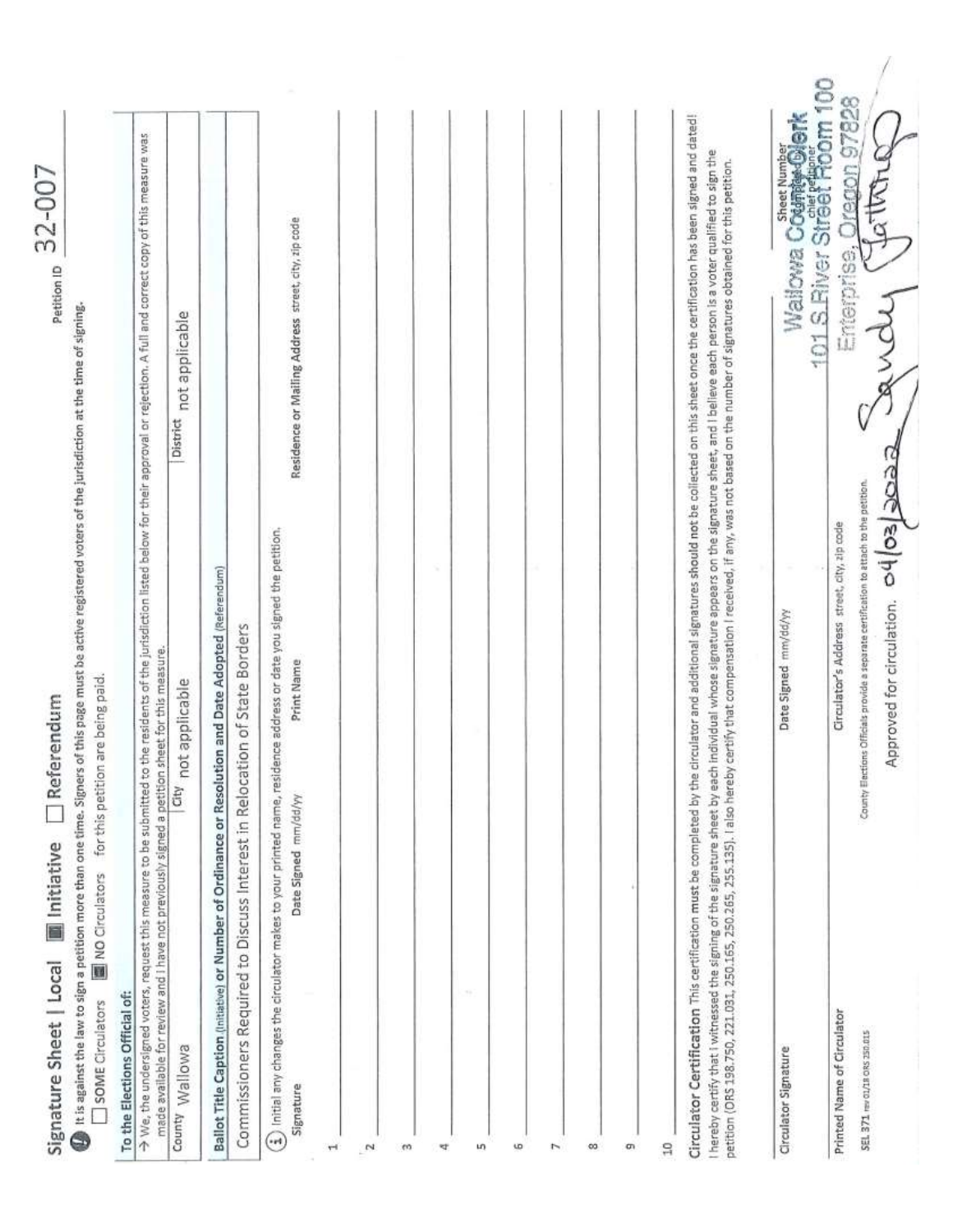# Signature Sheet | Local ■ Initiative ☐ Referendum

Petition ID 32-007

It is against the law to sign a petition more than one time. Signers of this page must be active registered voters of the jurisdiction at the time of signing.

☐ SOME Circulators ■ NO Circulators for this petition are being paid.

**To the Elections Official of:**

→ We, the undersigned voters, request this measure to be submitted to the residents of the jurisdiction listed below for their approval or rejection. A full and correct copy of this measure was made available for review and I have not previously signed a petition sheet for this measure.

| County | City | District |
|---|---|---|
| Wallowa | not applicable | not applicable |

**Ballot Title Caption** (Initiative) **or Number of Ordinance or Resolution and Date Adopted** (Referendum)

Commissioners Required to Discuss Interest in Relocation of State Borders

(i) Initial any changes the circulator makes to your printed name, residence address or date you signed the petition.

| | Signature | Date Signed mm/dd/yy | Print Name | Residence or Mailing Address street, city, zip code |
|---|---|---|---|---|
| 1 | | | | |
| 2 | | | | |
| 3 | | | | |
| 4 | | | | |
| 5 | | | | |
| 6 | | | | |
| 7 | | | | |
| 8 | | | | |
| 9 | | | | |
| 10 | | | | |

**Circulator Certification** This certification **must** be completed by the circulator and additional signatures should **not** be collected on this sheet once the certification has been signed and dated! I hereby certify that I witnessed the signing of the signature sheet by each individual whose signature appears on the signature sheet, and I believe each person is a voter qualified to sign the petition (ORS 198.750, 221.031, 250.165, 250.265, 255.135). I also hereby certify that compensation I received, if any, was not based on the number of signatures obtained for this petition.

| Circulator Signature | Date Signed mm/dd/yy | Sheet Number |
|---|---|---|
| | | |

| Printed Name of Circulator | Circulator's Address street, city, zip code |
|---|---|
| | |

County Elections Officials provide a separate certification to attach to the petition.

SEL 371 rev 01/18 ORS 250.015

Wallowa County Clerk
101 S.River Street Room 100
Enterprise, Oregon 97828

Approved for circulation. 04/03/2022 Sandy Gatthney

chief petitioner